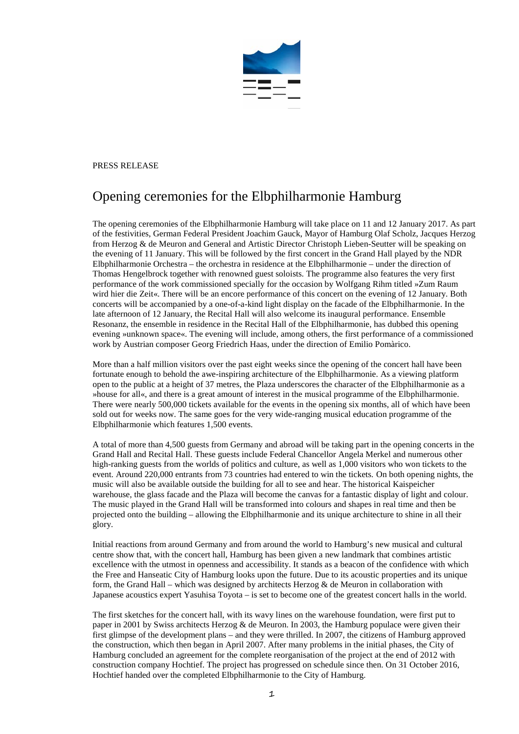PRESS RELEASE

# Opening ceremonies for the Elbphilharmonie Hamburg

The opening ceremonies of the Elbphilharmonie Hamburg will take place on 11 and 12 January 2017. As part of the festivities, German Federal President Joachim Gauck, Mayor of Hamburg Olaf Scholz, Jacques Herzog from Herzog & de Meuron and General and Artistic Director Christoph Lieben-Seutter will be speaking on the evening of 11 January. This will be followed by the first concert in the Grand Hall played by the NDR Elbphilharmonie Orchestra – the orchestra in residence at the Elbphilharmonie – under the direction of Thomas Hengelbrock together with renowned guest soloists. The programme also features the very first performance of the work commissioned specially for the occasion by Wolfgang Rihm titled »Zum Raum wird hier die Zeit«. There will be an encore performance of this concert on the evening of 12 January. Both concerts will be accompanied by a one-of-a-kind light display on the facade of the Elbphilharmonie. In the late afternoon of 12 January, the Recital Hall will also welcome its inaugural performance. Ensemble Resonanz, the ensemble in residence in the Recital Hall of the Elbphilharmonie, has dubbed this opening evening »unknown space«. The evening will include, among others, the first performance of a commissioned work by Austrian composer Georg Friedrich Haas, under the direction of Emilio Pomàrico.

More than a half million visitors over the past eight weeks since the opening of the concert hall have been fortunate enough to behold the awe-inspiring architecture of the Elbphilharmonie. As a viewing platform open to the public at a height of 37 metres, the Plaza underscores the character of the Elbphilharmonie as a »house for all«, and there is a great amount of interest in the musical programme of the Elbphilharmonie. There were nearly 500,000 tickets available for the events in the opening six months, all of which have been sold out for weeks now. The same goes for the very wide-ranging musical education programme of the Elbphilharmonie which features 1,500 events.

A total of more than 4,500 guests from Germany and abroad will be taking part in the opening concerts in the Grand Hall and Recital Hall. These guests include Federal Chancellor Angela Merkel and numerous other high-ranking guests from the worlds of politics and culture, as well as 1,000 visitors who won tickets to the event. Around 220,000 entrants from 73 countries had entered to win the tickets. On both opening nights, the music will also be available outside the building for all to see and hear. The historical Kaispeicher warehouse, the glass facade and the Plaza will become the canvas for a fantastic display of light and colour. The music played in the Grand Hall will be transformed into colours and shapes in real time and then be projected onto the building – allowing the Elbphilharmonie and its unique architecture to shine in all their glory.

Initial reactions from around Germany and from around the world to Hamburg's new musical and cultural centre show that, with the concert hall, Hamburg has been given a new landmark that combines artistic excellence with the utmost in openness and accessibility. It stands as a beacon of the confidence with which the Free and Hanseatic City of Hamburg looks upon the future. Due to its acoustic properties and its unique form, the Grand Hall – which was designed by architects Herzog & de Meuron in collaboration with Japanese acoustics expert Yasuhisa Toyota – is set to become one of the greatest concert halls in the world.

The first sketches for the concert hall, with its wavy lines on the warehouse foundation, were first put to paper in 2001 by Swiss architects Herzog & de Meuron. In 2003, the Hamburg populace were given their first glimpse of the development plans – and they were thrilled. In 2007, the citizens of Hamburg approved the construction, which then began in April 2007. After many problems in the initial phases, the City of Hamburg concluded an agreement for the complete reorganisation of the project at the end of 2012 with construction company Hochtief. The project has progressed on schedule since then. On 31 October 2016, Hochtief handed over the completed Elbphilharmonie to the City of Hamburg.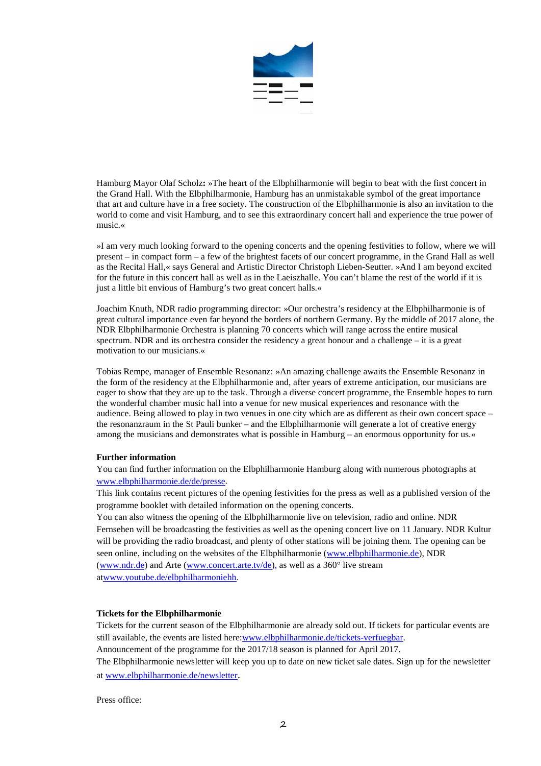Hamburg Mayor Olaf Scholz**:** »The heart of the Elbphilharmonie will begin to beat with the first concert in the Grand Hall. With the Elbphilharmonie, Hamburg has an unmistakable symbol of the great importance that art and culture have in a free society. The construction of the Elbphilharmonie is also an invitation to the world to come and visit Hamburg, and to see this extraordinary concert hall and experience the true power of music.«

»I am very much looking forward to the opening concerts and the opening festivities to follow, where we will present – in compact form – a few of the brightest facets of our concert programme, in the Grand Hall as well as the Recital Hall,« says General and Artistic Director Christoph Lieben-Seutter. »And I am beyond excited for the future in this concert hall as well as in the Laeiszhalle. You can't blame the rest of the world if it is just a little bit envious of Hamburg's two great concert halls.«

Joachim Knuth, NDR radio programming director: »Our orchestra's residency at the Elbphilharmonie is of great cultural importance even far beyond the borders of northern Germany. By the middle of 2017 alone, the NDR Elbphilharmonie Orchestra is planning 70 concerts which will range across the entire musical spectrum. NDR and its orchestra consider the residency a great honour and a challenge – it is a great motivation to our musicians.«

Tobias Rempe, manager of Ensemble Resonanz: »An amazing challenge awaits the Ensemble Resonanz in the form of the residency at the Elbphilharmonie and, after years of extreme anticipation, our musicians are eager to show that they are up to the task. Through a diverse concert programme, the Ensemble hopes to turn the wonderful chamber music hall into a venue for new musical experiences and resonance with the audience. Being allowed to play in two venues in one city which are as different as their own concert space – the resonanzraum in the St Pauli bunker – and the Elbphilharmonie will generate a lot of creative energy among the musicians and demonstrates what is possible in Hamburg – an enormous opportunity for us.«

**Further information**

You can find further information on the Elbphilharmonie Hamburg along with numerous photographs at www.elbphilharmonie.de/de/presse.
This link contains recent pictures of the opening festivities for the press as well as a published version of the programme booklet with detailed information on the opening concerts.
You can also witness the opening of the Elbphilharmonie live on television, radio and online. NDR Fernsehen will be broadcasting the festivities as well as the opening concert live on 11 January. NDR Kultur will be providing the radio broadcast, and plenty of other stations will be joining them. The opening can be seen online, including on the websites of the Elbphilharmonie (www.elbphilharmonie.de), NDR (www.ndr.de) and Arte (www.concert.arte.tv/de), as well as a 360° live stream atwww.youtube.de/elbphilharmoniehh.

**Tickets for the Elbphilharmonie**

Tickets for the current season of the Elbphilharmonie are already sold out. If tickets for particular events are still available, the events are listed here:www.elbphilharmonie.de/tickets-verfuegbar.
Announcement of the programme for the 2017/18 season is planned for April 2017.
The Elbphilharmonie newsletter will keep you up to date on new ticket sale dates. Sign up for the newsletter at www.elbphilharmonie.de/newsletter.

Press office: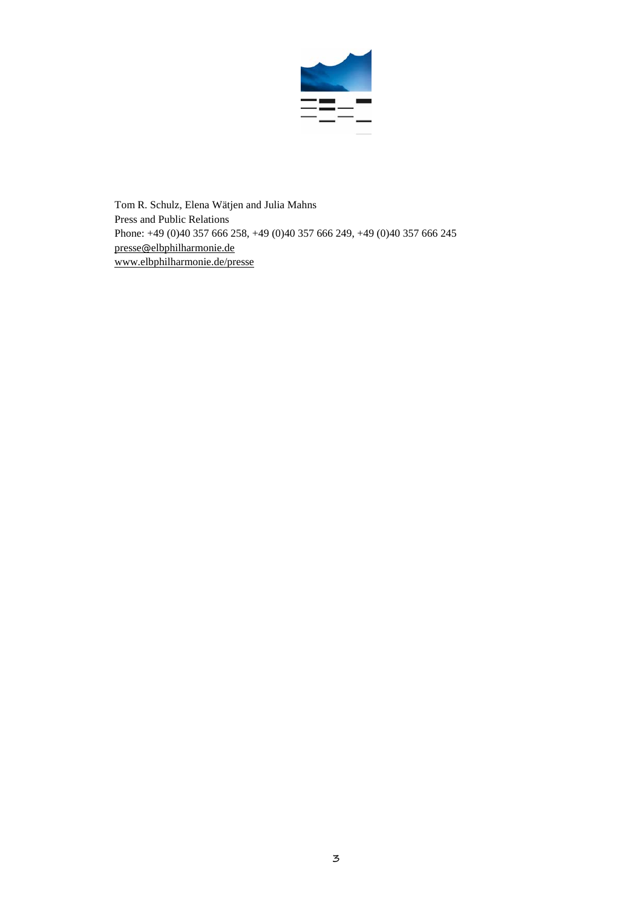Tom R. Schulz, Elena Wätjen and Julia Mahns
Press and Public Relations
Phone: +49 (0)40 357 666 258, +49 (0)40 357 666 249, +49 (0)40 357 666 245
presse@elbphilharmonie.de
www.elbphilharmonie.de/presse